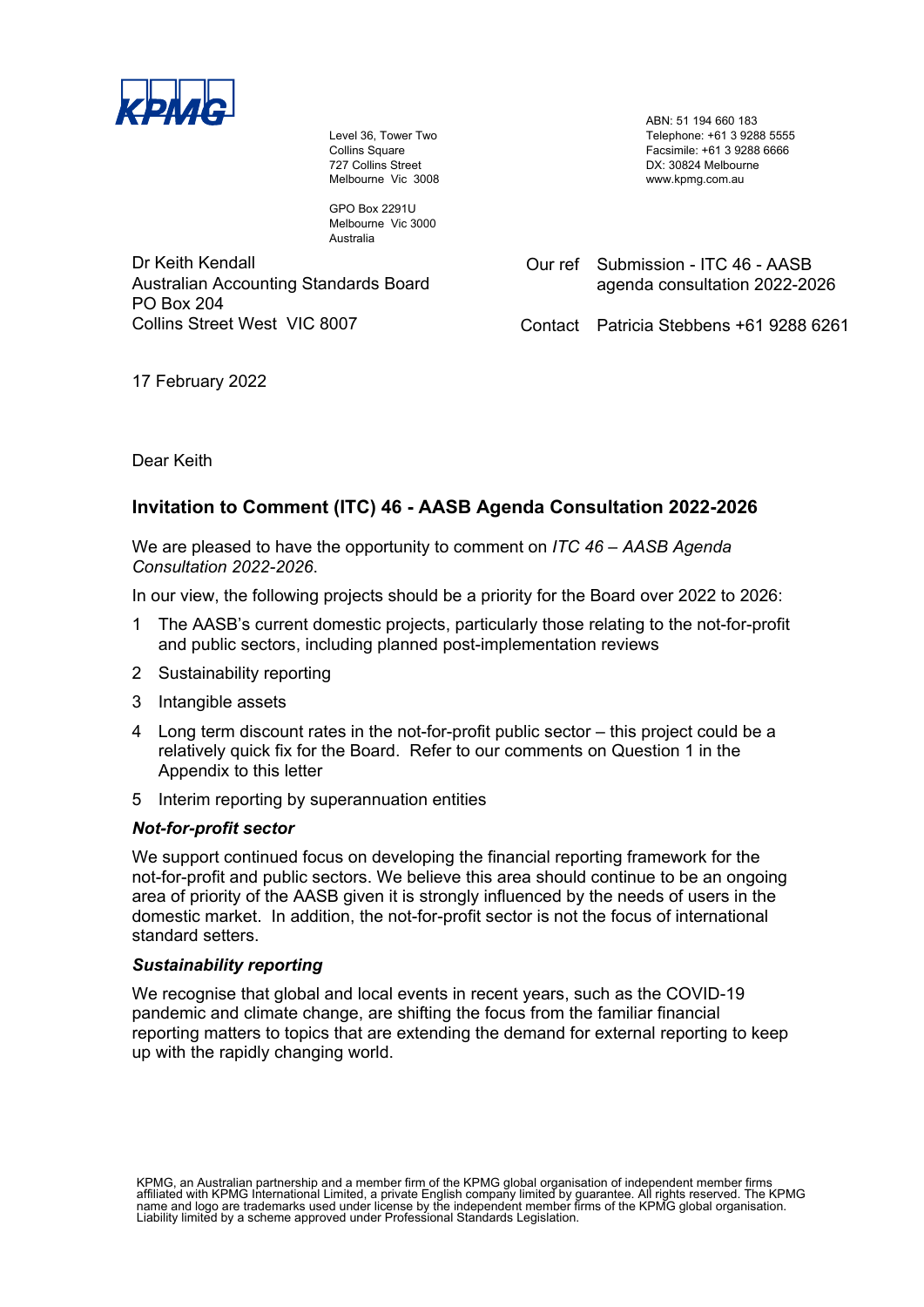KPMG

Level 36, Tower Two
Collins Square
727 Collins Street
Melbourne Vic 3008

GPO Box 2291U
Melbourne Vic 3000
Australia

ABN: 51 194 660 183
Telephone: +61 3 9288 5555
Facsimile: +61 3 9288 6666
DX: 30824 Melbourne
www.kpmg.com.au

Dr Keith Kendall
Australian Accounting Standards Board
PO Box 204
Collins Street West VIC 8007

Our ref Submission - ITC 46 - AASB agenda consultation 2022-2026

Contact Patricia Stebbens +61 9288 6261

17 February 2022

Dear Keith

## Invitation to Comment (ITC) 46 - AASB Agenda Consultation 2022-2026

We are pleased to have the opportunity to comment on *ITC 46 – AASB Agenda Consultation 2022-2026*.

In our view, the following projects should be a priority for the Board over 2022 to 2026:

1 The AASB's current domestic projects, particularly those relating to the not-for-profit and public sectors, including planned post-implementation reviews
2 Sustainability reporting
3 Intangible assets
4 Long term discount rates in the not-for-profit public sector – this project could be a relatively quick fix for the Board. Refer to our comments on Question 1 in the Appendix to this letter
5 Interim reporting by superannuation entities

### *Not-for-profit sector*

We support continued focus on developing the financial reporting framework for the not-for-profit and public sectors. We believe this area should continue to be an ongoing area of priority of the AASB given it is strongly influenced by the needs of users in the domestic market. In addition, the not-for-profit sector is not the focus of international standard setters.

### *Sustainability reporting*

We recognise that global and local events in recent years, such as the COVID-19 pandemic and climate change, are shifting the focus from the familiar financial reporting matters to topics that are extending the demand for external reporting to keep up with the rapidly changing world.

KPMG, an Australian partnership and a member firm of the KPMG global organisation of independent member firms affiliated with KPMG International Limited, a private English company limited by guarantee. All rights reserved. The KPMG name and logo are trademarks used under license by the independent member firms of the KPMG global organisation. Liability limited by a scheme approved under Professional Standards Legislation.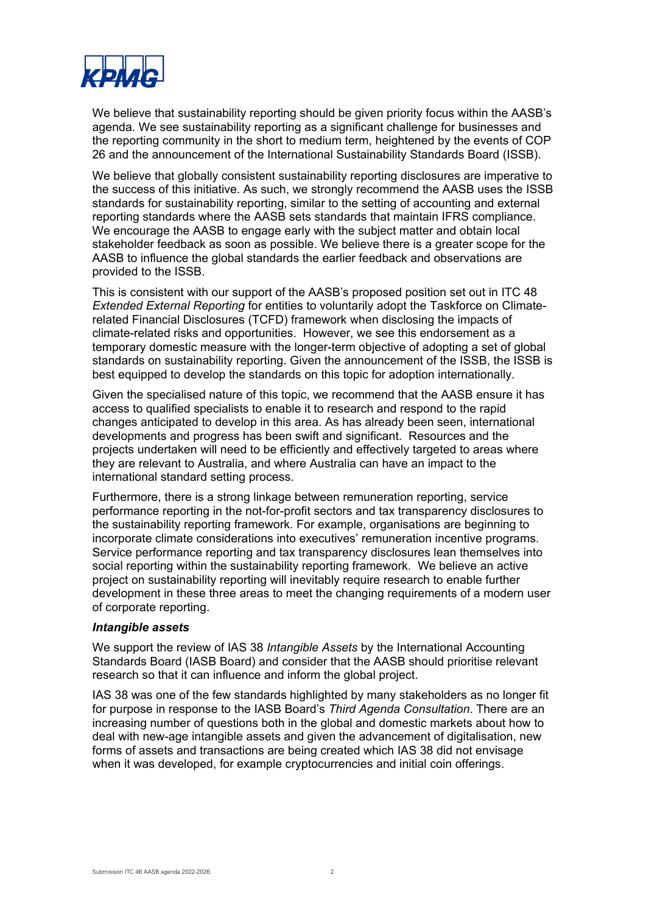We believe that sustainability reporting should be given priority focus within the AASB's agenda. We see sustainability reporting as a significant challenge for businesses and the reporting community in the short to medium term, heightened by the events of COP 26 and the announcement of the International Sustainability Standards Board (ISSB).

We believe that globally consistent sustainability reporting disclosures are imperative to the success of this initiative. As such, we strongly recommend the AASB uses the ISSB standards for sustainability reporting, similar to the setting of accounting and external reporting standards where the AASB sets standards that maintain IFRS compliance. We encourage the AASB to engage early with the subject matter and obtain local stakeholder feedback as soon as possible. We believe there is a greater scope for the AASB to influence the global standards the earlier feedback and observations are provided to the ISSB.

This is consistent with our support of the AASB's proposed position set out in ITC 48 *Extended External Reporting* for entities to voluntarily adopt the Taskforce on Climate-related Financial Disclosures (TCFD) framework when disclosing the impacts of climate-related risks and opportunities. However, we see this endorsement as a temporary domestic measure with the longer-term objective of adopting a set of global standards on sustainability reporting. Given the announcement of the ISSB, the ISSB is best equipped to develop the standards on this topic for adoption internationally.

Given the specialised nature of this topic, we recommend that the AASB ensure it has access to qualified specialists to enable it to research and respond to the rapid changes anticipated to develop in this area. As has already been seen, international developments and progress has been swift and significant. Resources and the projects undertaken will need to be efficiently and effectively targeted to areas where they are relevant to Australia, and where Australia can have an impact to the international standard setting process.

Furthermore, there is a strong linkage between remuneration reporting, service performance reporting in the not-for-profit sectors and tax transparency disclosures to the sustainability reporting framework. For example, organisations are beginning to incorporate climate considerations into executives' remuneration incentive programs. Service performance reporting and tax transparency disclosures lean themselves into social reporting within the sustainability reporting framework. We believe an active project on sustainability reporting will inevitably require research to enable further development in these three areas to meet the changing requirements of a modern user of corporate reporting.

***Intangible assets***

We support the review of IAS 38 *Intangible Assets* by the International Accounting Standards Board (IASB Board) and consider that the AASB should prioritise relevant research so that it can influence and inform the global project.

IAS 38 was one of the few standards highlighted by many stakeholders as no longer fit for purpose in response to the IASB Board's *Third Agenda Consultation*. There are an increasing number of questions both in the global and domestic markets about how to deal with new-age intangible assets and given the advancement of digitalisation, new forms of assets and transactions are being created which IAS 38 did not envisage when it was developed, for example cryptocurrencies and initial coin offerings.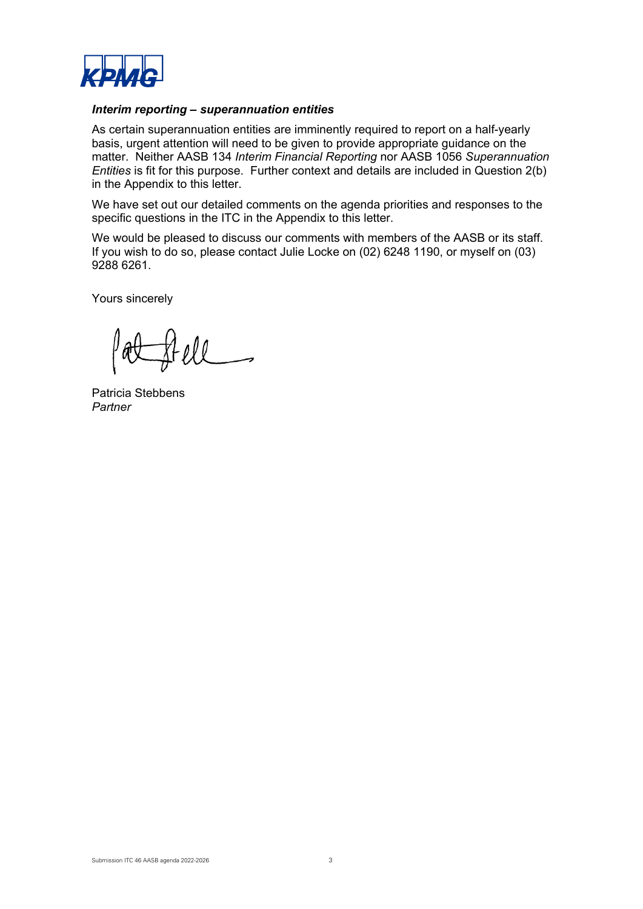***Interim reporting – superannuation entities***

As certain superannuation entities are imminently required to report on a half-yearly basis, urgent attention will need to be given to provide appropriate guidance on the matter. Neither AASB 134 *Interim Financial Reporting* nor AASB 1056 *Superannuation Entities* is fit for this purpose. Further context and details are included in Question 2(b) in the Appendix to this letter.

We have set out our detailed comments on the agenda priorities and responses to the specific questions in the ITC in the Appendix to this letter.

We would be pleased to discuss our comments with members of the AASB or its staff. If you wish to do so, please contact Julie Locke on (02) 6248 1190, or myself on (03) 9288 6261.

Yours sincerely

Patricia Stebbens
*Partner*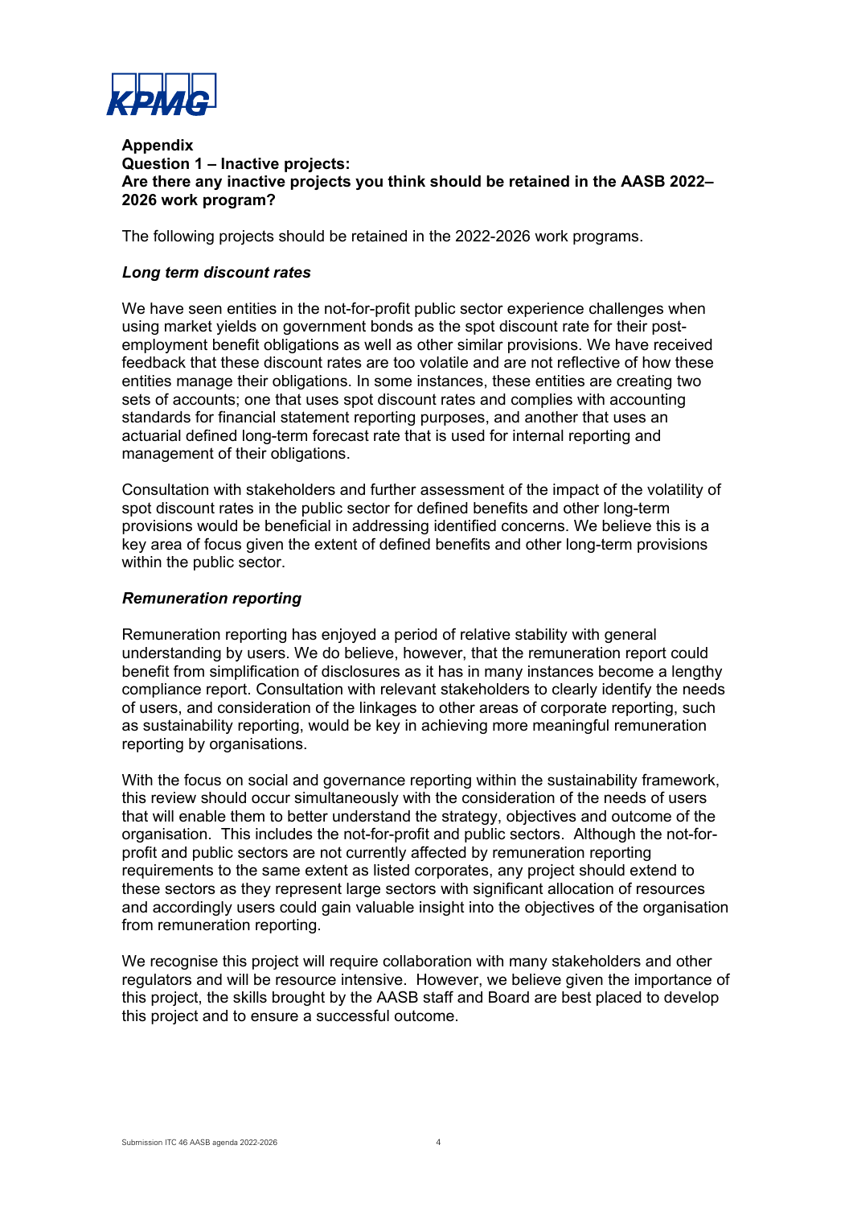**Appendix**
**Question 1 – Inactive projects:**
**Are there any inactive projects you think should be retained in the AASB 2022–2026 work program?**

The following projects should be retained in the 2022-2026 work programs.

***Long term discount rates***

We have seen entities in the not-for-profit public sector experience challenges when using market yields on government bonds as the spot discount rate for their post-employment benefit obligations as well as other similar provisions. We have received feedback that these discount rates are too volatile and are not reflective of how these entities manage their obligations. In some instances, these entities are creating two sets of accounts; one that uses spot discount rates and complies with accounting standards for financial statement reporting purposes, and another that uses an actuarial defined long-term forecast rate that is used for internal reporting and management of their obligations.

Consultation with stakeholders and further assessment of the impact of the volatility of spot discount rates in the public sector for defined benefits and other long-term provisions would be beneficial in addressing identified concerns. We believe this is a key area of focus given the extent of defined benefits and other long-term provisions within the public sector.

***Remuneration reporting***

Remuneration reporting has enjoyed a period of relative stability with general understanding by users. We do believe, however, that the remuneration report could benefit from simplification of disclosures as it has in many instances become a lengthy compliance report. Consultation with relevant stakeholders to clearly identify the needs of users, and consideration of the linkages to other areas of corporate reporting, such as sustainability reporting, would be key in achieving more meaningful remuneration reporting by organisations.

With the focus on social and governance reporting within the sustainability framework, this review should occur simultaneously with the consideration of the needs of users that will enable them to better understand the strategy, objectives and outcome of the organisation. This includes the not-for-profit and public sectors. Although the not-for-profit and public sectors are not currently affected by remuneration reporting requirements to the same extent as listed corporates, any project should extend to these sectors as they represent large sectors with significant allocation of resources and accordingly users could gain valuable insight into the objectives of the organisation from remuneration reporting.

We recognise this project will require collaboration with many stakeholders and other regulators and will be resource intensive. However, we believe given the importance of this project, the skills brought by the AASB staff and Board are best placed to develop this project and to ensure a successful outcome.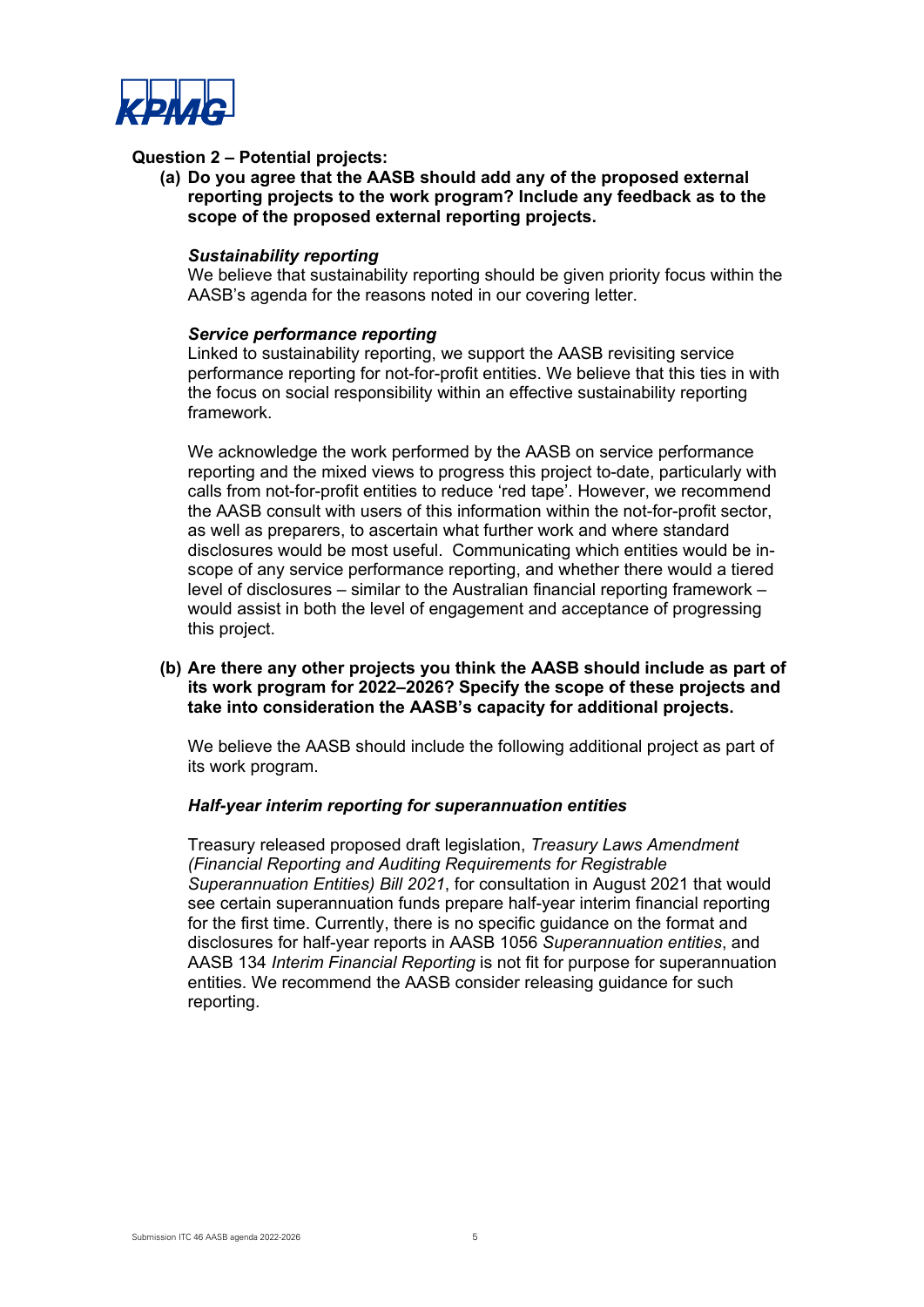**Question 2 – Potential projects:**

**(a) Do you agree that the AASB should add any of the proposed external reporting projects to the work program? Include any feedback as to the scope of the proposed external reporting projects.**

***Sustainability reporting***

We believe that sustainability reporting should be given priority focus within the AASB's agenda for the reasons noted in our covering letter.

***Service performance reporting***

Linked to sustainability reporting, we support the AASB revisiting service performance reporting for not-for-profit entities. We believe that this ties in with the focus on social responsibility within an effective sustainability reporting framework.

We acknowledge the work performed by the AASB on service performance reporting and the mixed views to progress this project to-date, particularly with calls from not-for-profit entities to reduce 'red tape'. However, we recommend the AASB consult with users of this information within the not-for-profit sector, as well as preparers, to ascertain what further work and where standard disclosures would be most useful. Communicating which entities would be in-scope of any service performance reporting, and whether there would a tiered level of disclosures – similar to the Australian financial reporting framework – would assist in both the level of engagement and acceptance of progressing this project.

**(b) Are there any other projects you think the AASB should include as part of its work program for 2022–2026? Specify the scope of these projects and take into consideration the AASB's capacity for additional projects.**

We believe the AASB should include the following additional project as part of its work program.

***Half-year interim reporting for superannuation entities***

Treasury released proposed draft legislation, *Treasury Laws Amendment (Financial Reporting and Auditing Requirements for Registrable Superannuation Entities) Bill 2021*, for consultation in August 2021 that would see certain superannuation funds prepare half-year interim financial reporting for the first time. Currently, there is no specific guidance on the format and disclosures for half-year reports in AASB 1056 *Superannuation entities*, and AASB 134 *Interim Financial Reporting* is not fit for purpose for superannuation entities. We recommend the AASB consider releasing guidance for such reporting.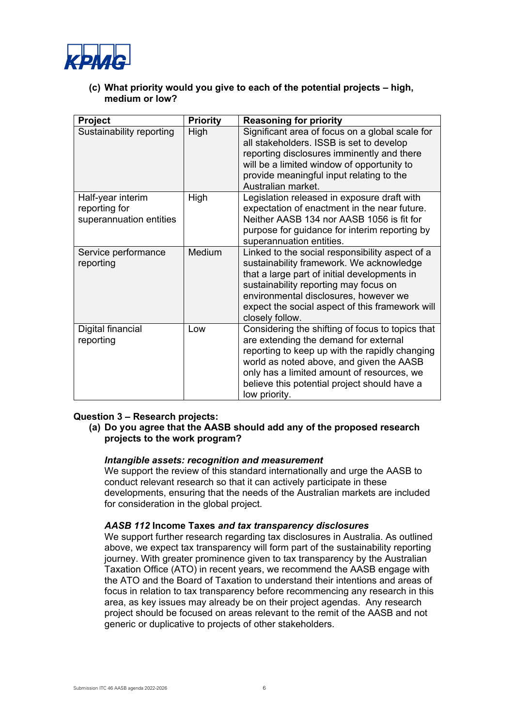**(c) What priority would you give to each of the potential projects – high, medium or low?**

| Project | Priority | Reasoning for priority |
|---|---|---|
| Sustainability reporting | High | Significant area of focus on a global scale for all stakeholders. ISSB is set to develop reporting disclosures imminently and there will be a limited window of opportunity to provide meaningful input relating to the Australian market. |
| Half-year interim reporting for superannuation entities | High | Legislation released in exposure draft with expectation of enactment in the near future. Neither AASB 134 nor AASB 1056 is fit for purpose for guidance for interim reporting by superannuation entities. |
| Service performance reporting | Medium | Linked to the social responsibility aspect of a sustainability framework. We acknowledge that a large part of initial developments in sustainability reporting may focus on environmental disclosures, however we expect the social aspect of this framework will closely follow. |
| Digital financial reporting | Low | Considering the shifting of focus to topics that are extending the demand for external reporting to keep up with the rapidly changing world as noted above, and given the AASB only has a limited amount of resources, we believe this potential project should have a low priority. |

**Question 3 – Research projects:**

**(a) Do you agree that the AASB should add any of the proposed research projects to the work program?**

***Intangible assets: recognition and measurement***

We support the review of this standard internationally and urge the AASB to conduct relevant research so that it can actively participate in these developments, ensuring that the needs of the Australian markets are included for consideration in the global project.

***AASB 112* Income Taxes *and tax transparency disclosures***

We support further research regarding tax disclosures in Australia. As outlined above, we expect tax transparency will form part of the sustainability reporting journey. With greater prominence given to tax transparency by the Australian Taxation Office (ATO) in recent years, we recommend the AASB engage with the ATO and the Board of Taxation to understand their intentions and areas of focus in relation to tax transparency before recommencing any research in this area, as key issues may already be on their project agendas. Any research project should be focused on areas relevant to the remit of the AASB and not generic or duplicative to projects of other stakeholders.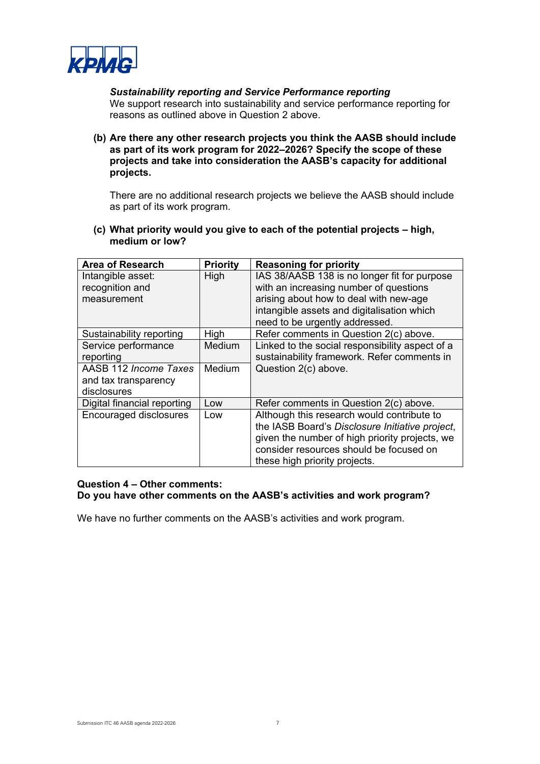***Sustainability reporting and Service Performance reporting***
We support research into sustainability and service performance reporting for reasons as outlined above in Question 2 above.

**(b) Are there any other research projects you think the AASB should include as part of its work program for 2022–2026? Specify the scope of these projects and take into consideration the AASB's capacity for additional projects.**

There are no additional research projects we believe the AASB should include as part of its work program.

**(c) What priority would you give to each of the potential projects – high, medium or low?**

| Area of Research | Priority | Reasoning for priority |
|---|---|---|
| Intangible asset: recognition and measurement | High | IAS 38/AASB 138 is no longer fit for purpose with an increasing number of questions arising about how to deal with new-age intangible assets and digitalisation which need to be urgently addressed. |
| Sustainability reporting | High | Refer comments in Question 2(c) above. |
| Service performance reporting | Medium | Linked to the social responsibility aspect of a sustainability framework. Refer comments in Question 2(c) above. |
| AASB 112 *Income Taxes* and tax transparency disclosures | Medium | |
| Digital financial reporting | Low | Refer comments in Question 2(c) above. |
| Encouraged disclosures | Low | Although this research would contribute to the IASB Board's *Disclosure Initiative project*, given the number of high priority projects, we consider resources should be focused on these high priority projects. |

**Question 4 – Other comments:**
**Do you have other comments on the AASB's activities and work program?**

We have no further comments on the AASB's activities and work program.